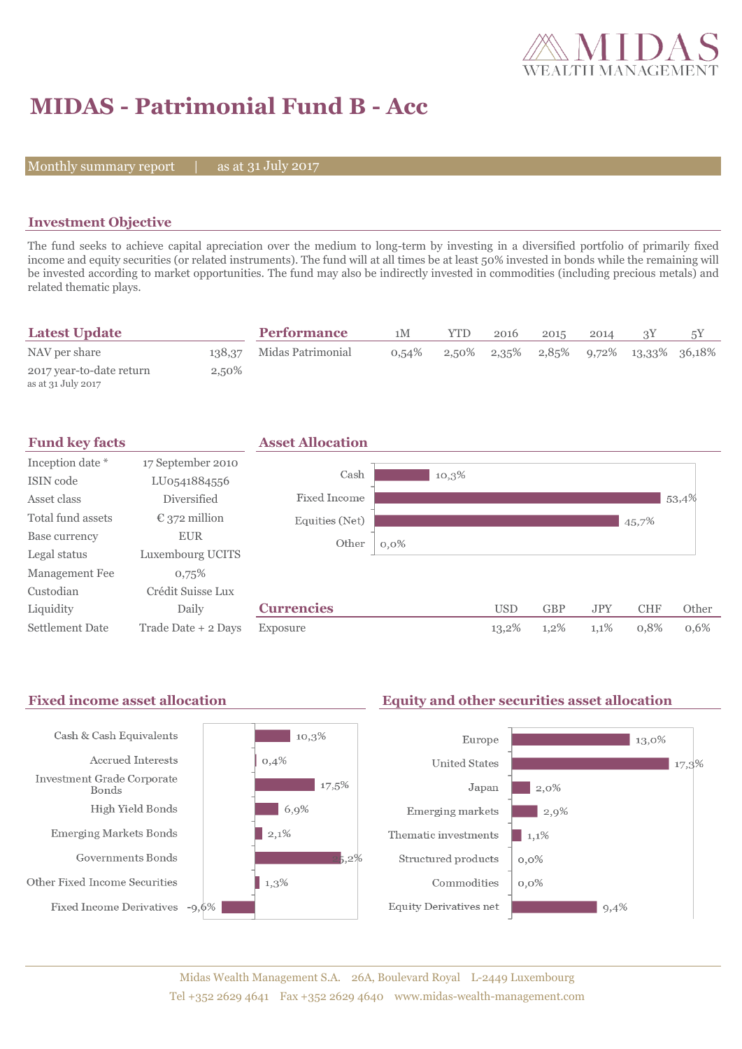# MIDAS - Patrimonial Fund B - Acc

Monthly summary report | as at 31 July 2017

## Investment Objective

The fund seeks to achieve capital apreciation over the medium to long-term by investing in a diversified portfolio of primarily fixed income and equity securities (or related instruments). The fund will at all times be at least 50% invested in bonds while the remaining will be invested according to market opportunities. The fund may also be indirectly invested in commodities (including precious metals) and related thematic plays.

## Latest Update

| | |
|---|---|
| NAV per share | 138,37 |
| 2017 year-to-date return<br>as at 31 July 2017 | 2,50% |

## Performance

| | 1M | YTD | 2016 | 2015 | 2014 | 3Y | 5Y |
|---|---|---|---|---|---|---|---|
| Midas Patrimonial | 0,54% | 2,50% | 2,35% | 2,85% | 9,72% | 13,33% | 36,18% |

## Fund key facts

| | |
|---|---|
| Inception date * | 17 September 2010 |
| ISIN code | LU0541884556 |
| Asset class | Diversified |
| Total fund assets | € 372 million |
| Base currency | EUR |
| Legal status | Luxembourg UCITS |
| Management Fee | 0,75% |
| Custodian | Crédit Suisse Lux |
| Liquidity | Daily |
| Settlement Date | Trade Date + 2 Days |

## Asset Allocation

| | |
|---|---|
| Cash | 10,3% |
| Fixed Income | 53,4% |
| Equities (Net) | 45,7% |
| Other | 0,0% |

## Currencies

| | USD | GBP | JPY | CHF | Other |
|---|---|---|---|---|---|
| Exposure | 13,2% | 1,2% | 1,1% | 0,8% | 0,6% |

## Fixed income asset allocation

| | |
|---|---|
| Cash & Cash Equivalents | 10,3% |
| Accrued Interests | 0,4% |
| Investment Grade Corporate Bonds | 17,5% |
| High Yield Bonds | 6,9% |
| Emerging Markets Bonds | 2,1% |
| Governments Bonds | 25,2% |
| Other Fixed Income Securities | 1,3% |
| Fixed Income Derivatives | -9,6% |

## Equity and other securities asset allocation

| | |
|---|---|
| Europe | 13,0% |
| United States | 17,3% |
| Japan | 2,0% |
| Emerging markets | 2,9% |
| Thematic investments | 1,1% |
| Structured products | 0,0% |
| Commodities | 0,0% |
| Equity Derivatives net | 9,4% |

Midas Wealth Management S.A. 26A, Boulevard Royal L-2449 Luxembourg
Tel +352 2629 4641 Fax +352 2629 4640 www.midas-wealth-management.com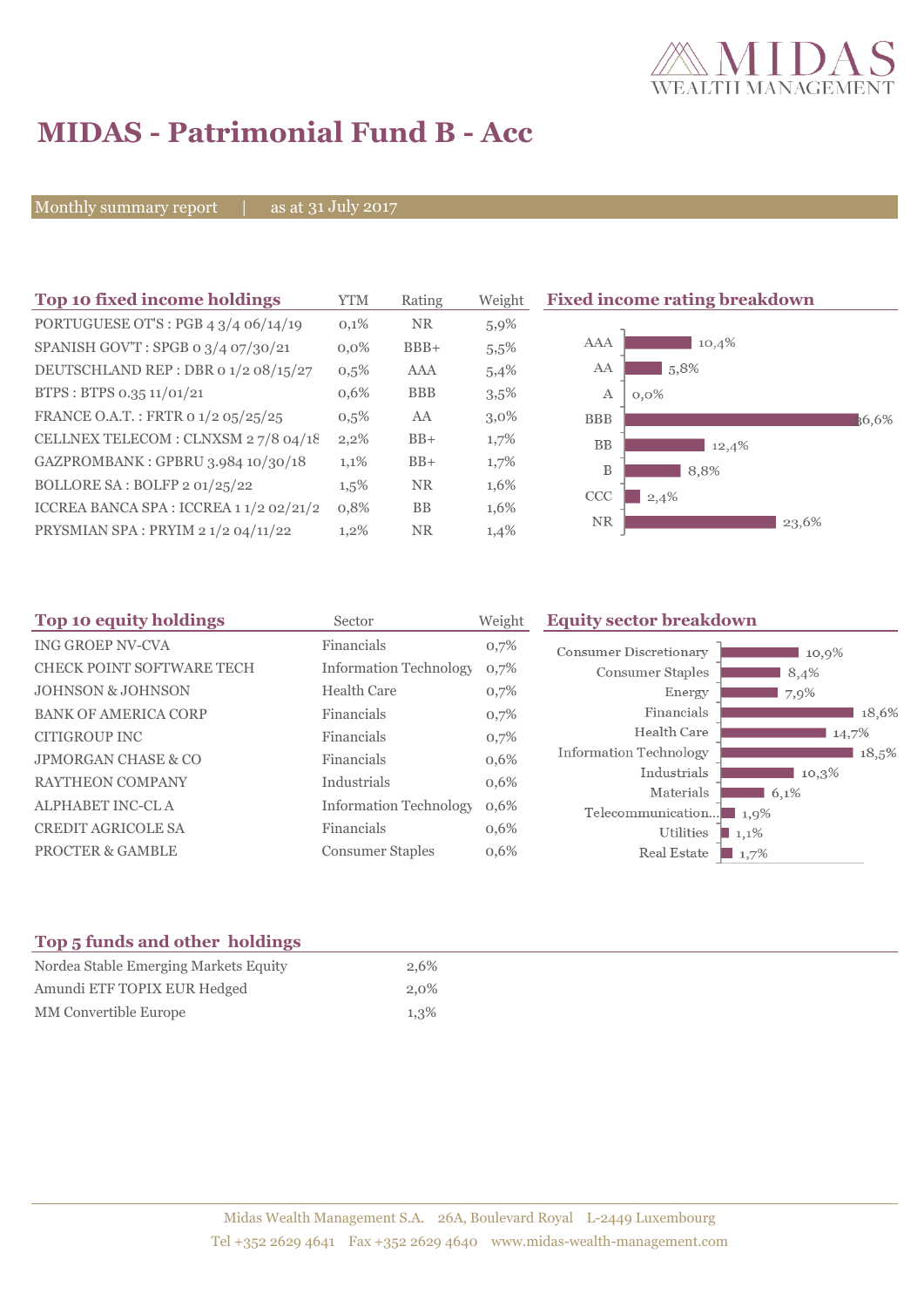# MIDAS - Patrimonial Fund B - Acc

Monthly summary report | as at 31 July 2017

## Top 10 fixed income holdings

| | YTM | Rating | Weight |
|---|---|---|---|
| PORTUGUESE OT'S : PGB 4 3/4 06/14/19 | 0,1% | NR | 5,9% |
| SPANISH GOV'T : SPGB 0 3/4 07/30/21 | 0,0% | BBB+ | 5,5% |
| DEUTSCHLAND REP : DBR 0 1/2 08/15/27 | 0,5% | AAA | 5,4% |
| BTPS : BTPS 0.35 11/01/21 | 0,6% | BBB | 3,5% |
| FRANCE O.A.T. : FRTR 0 1/2 05/25/25 | 0,5% | AA | 3,0% |
| CELLNEX TELECOM : CLNXSM 2 7/8 04/18 | 2,2% | BB+ | 1,7% |
| GAZPROMBANK : GPBRU 3.984 10/30/18 | 1,1% | BB+ | 1,7% |
| BOLLORE SA : BOLFP 2 01/25/22 | 1,5% | NR | 1,6% |
| ICCREA BANCA SPA : ICCREA 1 1/2 02/21/2 | 0,8% | BB | 1,6% |
| PRYSMIAN SPA : PRYIM 2 1/2 04/11/22 | 1,2% | NR | 1,4% |

## Fixed income rating breakdown

| Rating | Weight |
|---|---|
| AAA | 10,4% |
| AA | 5,8% |
| A | 0,0% |
| BBB | 36,6% |
| BB | 12,4% |
| B | 8,8% |
| CCC | 2,4% |
| NR | 23,6% |

## Top 10 equity holdings

| | Sector | Weight |
|---|---|---|
| ING GROEP NV-CVA | Financials | 0,7% |
| CHECK POINT SOFTWARE TECH | Information Technology | 0,7% |
| JOHNSON & JOHNSON | Health Care | 0,7% |
| BANK OF AMERICA CORP | Financials | 0,7% |
| CITIGROUP INC | Financials | 0,7% |
| JPMORGAN CHASE & CO | Financials | 0,6% |
| RAYTHEON COMPANY | Industrials | 0,6% |
| ALPHABET INC-CL A | Information Technology | 0,6% |
| CREDIT AGRICOLE SA | Financials | 0,6% |
| PROCTER & GAMBLE | Consumer Staples | 0,6% |

## Equity sector breakdown

| Sector | Weight |
|---|---|
| Consumer Discretionary | 10,9% |
| Consumer Staples | 8,4% |
| Energy | 7,9% |
| Financials | 18,6% |
| Health Care | 14,7% |
| Information Technology | 18,5% |
| Industrials | 10,3% |
| Materials | 6,1% |
| Telecommunication... | 1,9% |
| Utilities | 1,1% |
| Real Estate | 1,7% |

## Top 5 funds and other holdings

| | |
|---|---|
| Nordea Stable Emerging Markets Equity | 2,6% |
| Amundi ETF TOPIX EUR Hedged | 2,0% |
| MM Convertible Europe | 1,3% |

Midas Wealth Management S.A. 26A, Boulevard Royal L-2449 Luxembourg
Tel +352 2629 4641 Fax +352 2629 4640 www.midas-wealth-management.com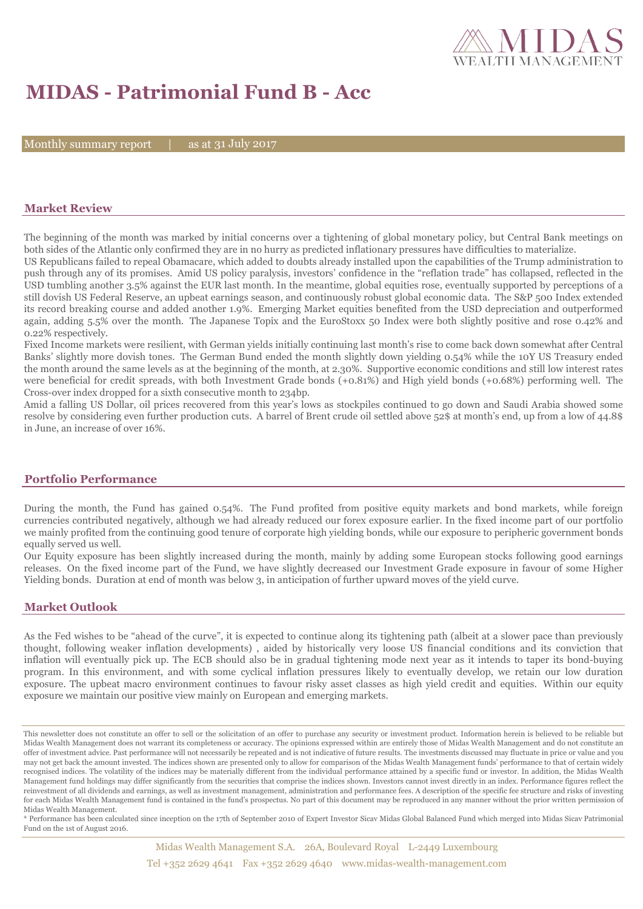# MIDAS - Patrimonial Fund B - Acc

Monthly summary report | as at 31 July 2017

## Market Review

The beginning of the month was marked by initial concerns over a tightening of global monetary policy, but Central Bank meetings on both sides of the Atlantic only confirmed they are in no hurry as predicted inflationary pressures have difficulties to materialize.
US Republicans failed to repeal Obamacare, which added to doubts already installed upon the capabilities of the Trump administration to push through any of its promises. Amid US policy paralysis, investors' confidence in the "reflation trade" has collapsed, reflected in the USD tumbling another 3.5% against the EUR last month. In the meantime, global equities rose, eventually supported by perceptions of a still dovish US Federal Reserve, an upbeat earnings season, and continuously robust global economic data. The S&P 500 Index extended its record breaking course and added another 1.9%. Emerging Market equities benefited from the USD depreciation and outperformed again, adding 5.5% over the month. The Japanese Topix and the EuroStoxx 50 Index were both slightly positive and rose 0.42% and 0.22% respectively.
Fixed Income markets were resilient, with German yields initially continuing last month's rise to come back down somewhat after Central Banks' slightly more dovish tones. The German Bund ended the month slightly down yielding 0.54% while the 10Y US Treasury ended the month around the same levels as at the beginning of the month, at 2.30%. Supportive economic conditions and still low interest rates were beneficial for credit spreads, with both Investment Grade bonds (+0.81%) and High yield bonds (+0.68%) performing well. The Cross-over index dropped for a sixth consecutive month to 234bp.
Amid a falling US Dollar, oil prices recovered from this year's lows as stockpiles continued to go down and Saudi Arabia showed some resolve by considering even further production cuts. A barrel of Brent crude oil settled above 52$ at month's end, up from a low of 44.8$ in June, an increase of over 16%.

## Portfolio Performance

During the month, the Fund has gained 0.54%. The Fund profited from positive equity markets and bond markets, while foreign currencies contributed negatively, although we had already reduced our forex exposure earlier. In the fixed income part of our portfolio we mainly profited from the continuing good tenure of corporate high yielding bonds, while our exposure to peripheric government bonds equally served us well.
Our Equity exposure has been slightly increased during the month, mainly by adding some European stocks following good earnings releases. On the fixed income part of the Fund, we have slightly decreased our Investment Grade exposure in favour of some Higher Yielding bonds. Duration at end of month was below 3, in anticipation of further upward moves of the yield curve.

## Market Outlook

As the Fed wishes to be "ahead of the curve", it is expected to continue along its tightening path (albeit at a slower pace than previously thought, following weaker inflation developments) , aided by historically very loose US financial conditions and its conviction that inflation will eventually pick up. The ECB should also be in gradual tightening mode next year as it intends to taper its bond-buying program. In this environment, and with some cyclical inflation pressures likely to eventually develop, we retain our low duration exposure. The upbeat macro environment continues to favour risky asset classes as high yield credit and equities. Within our equity exposure we maintain our positive view mainly on European and emerging markets.

This newsletter does not constitute an offer to sell or the solicitation of an offer to purchase any security or investment product. Information herein is believed to be reliable but Midas Wealth Management does not warrant its completeness or accuracy. The opinions expressed within are entirely those of Midas Wealth Management and do not constitute an offer of investment advice. Past performance will not necessarily be repeated and is not indicative of future results. The investments discussed may fluctuate in price or value and you may not get back the amount invested. The indices shown are presented only to allow for comparison of the Midas Wealth Management funds' performance to that of certain widely recognised indices. The volatility of the indices may be materially different from the individual performance attained by a specific fund or investor. In addition, the Midas Wealth Management fund holdings may differ significantly from the securities that comprise the indices shown. Investors cannot invest directly in an index. Performance figures reflect the reinvestment of all dividends and earnings, as well as investment management, administration and performance fees. A description of the specific fee structure and risks of investing for each Midas Wealth Management fund is contained in the fund's prospectus. No part of this document may be reproduced in any manner without the prior written permission of Midas Wealth Management.

\* Performance has been calculated since inception on the 17th of September 2010 of Expert Investor Sicav Midas Global Balanced Fund which merged into Midas Sicav Patrimonial Fund on the 1st of August 2016.

Midas Wealth Management S.A. 26A, Boulevard Royal L-2449 Luxembourg
Tel +352 2629 4641 Fax +352 2629 4640 www.midas-wealth-management.com